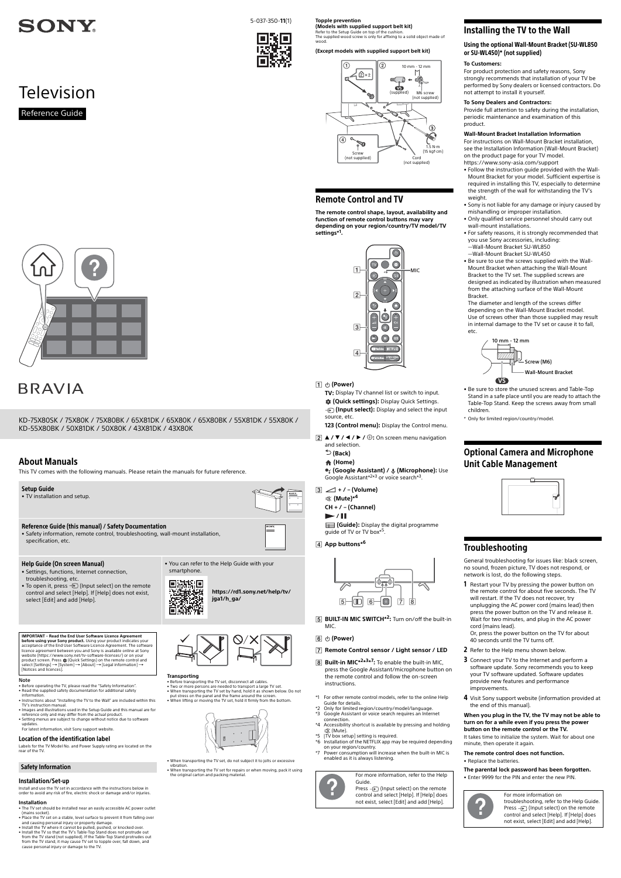SONY

5-037-350-**11**(1)

# Television

Reference Guide

BRAVIA

KD-75X80SK / 75X80K / 75X80BK / 65X81DK / 65X80K / 65X80BK / 55X81DK / 55X80K / KD-55X80BK / 50X81DK / 50X80K / 43X81DK / 43X80K

## About Manuals

This TV comes with the following manuals. Please retain the manuals for future reference.

### Setup Guide

- TV installation and setup.

### Reference Guide (this manual) / Safety Documentation

- Safety information, remote control, troubleshooting, wall-mount installation, specification, etc.

### Help Guide (On screen Manual)

- Settings, functions, Internet connection, troubleshooting, etc.
- To open it, press (Input select) on the remote control and select [Help]. If [Help] does not exist, select [Edit] and add [Help].
- You can refer to the Help Guide with your smartphone.

**https://rd1.sony.net/help/tv/jga1/h_ga/**

**IMPORTANT – Read the End User Software Licence Agreement before using your Sony product.** Using your product indicates your acceptance of the End User Software Licence Agreement. The software licence agreement between you and Sony is available online at Sony website (https://www.sony.net/tv-software-licenses/) or on your product screen. Press (Quick Settings) on the remote control and select [Settings] → [System] → [About] → [Legal information] → [Notices and licences].

### Note

- Before operating the TV, please read the "Safety Information".
- Read the supplied safety documentation for additional safety information.
- Instructions about "Installing the TV to the Wall" are included within this TV's instruction manual.
- Images and illustrations used in the Setup Guide and this manual are for reference only and may differ from the actual product.
- Setting menus are subject to change without notice due to software updates.
  For latest information, visit Sony support website.

### Location of the identification label

Labels for the TV Model No. and Power Supply rating are located on the rear of the TV.

### Safety Information

### Installation/Set-up

Install and use the TV set in accordance with the instructions below in order to avoid any risk of fire, electric shock or damage and/or injuries.

#### Installation

- The TV set should be installed near an easily accessible AC power outlet (mains socket).
- Place the TV set on a stable, level surface to prevent it from falling over and causing personal injury or property damage.
- Install the TV where it cannot be pulled, pushed, or knocked over.
- Install the TV so that the TV's Table-Top Stand does not protrude out from the TV stand (not supplied). If the Table-Top Stand protrudes out from the TV stand, it may cause TV set to topple over, fall down, and cause personal injury or damage to the TV.

#### Transporting

- Before transporting the TV set, disconnect all cables.
- Two or more persons are needed to transport a large TV set.
- When transporting the TV set by hand, hold it as shown below. Do not put stress on the panel and the frame around the screen.
- When lifting or moving the TV set, hold it firmly from the bottom.
- When transporting the TV set, do not subject it to jolts or excessive vibration.
- When transporting the TV set for repairs or when moving, pack it using the original carton and packing material.

#### Topple prevention

**(Models with supplied support belt kit)**
Refer to the Setup Guide on top of the cushion.
The supplied wood screw is only for affixing to a solid object made of wood.

**(Except models with supplied support belt kit)**

10 mm - 12 mm
VS (supplied)
M6 screw (not supplied)
1.5 N·m {15 kgf·cm}
Screw (not supplied)
Cord (not supplied)

## Remote Control and TV

**The remote control shape, layout, availability and function of remote control buttons may vary depending on your region/country/TV model/TV settings*1.**

MIC

1 ⏻ **(Power)**
**TV:** Display TV channel list or switch to input.
**(Quick settings):** Display Quick Settings.
**(Input select):** Display and select the input source, etc.
**123 (Control menu):** Display the Control menu.

2 **▲ / ▼ / ◄ / ► / ⊕:** On screen menu navigation and selection.
**(Back)**
**(Home)**
**(Google Assistant) / (Microphone):** Use Google Assistant*2*3 or voice search*3.

3 **+ / – (Volume)**
**(Mute)*4**
**CH + / – (Channel)**
**►/❚❚**
**(Guide):** Display the digital programme guide of TV or TV box*5.

4 **App buttons*6**

5 **BUILT-IN MIC SWITCH*2:** Turn on/off the built-in MIC.

6 ⏻ **(Power)**

7 **Remote Control sensor / Light sensor / LED**

8 **Built-in MIC*2*3*7:** To enable the built-in MIC, press the Google Assistant/microphone button on the remote control and follow the on-screen instructions.

*1 For other remote control models, refer to the online Help Guide for details.
*2 Only for limited region/country/model/language.
*3 Google Assistant or voice search requires an Internet connection.
*4 Accessibility shortcut is available by pressing and holding (Mute).
*5 [TV box setup] setting is required.
*6 Installation of the NETFLIX app may be required depending on your region/country.
*7 Power consumption will increase when the built-in MIC is enabled as it is always listening.

For more information, refer to the Help Guide.
Press (Input select) on the remote control and select [Help]. If [Help] does not exist, select [Edit] and add [Help].

## Installing the TV to the Wall

### Using the optional Wall-Mount Bracket (SU-WL850 or SU-WL450)* (not supplied)

#### To Customers:

For product protection and safety reasons, Sony strongly recommends that installation of your TV be performed by Sony dealers or licensed contractors. Do not attempt to install it yourself.

#### To Sony Dealers and Contractors:

Provide full attention to safety during the installation, periodic maintenance and examination of this product.

#### Wall-Mount Bracket Installation Information

For instructions on Wall-Mount Bracket installation, see the Installation Information (Wall-Mount Bracket) on the product page for your TV model.
https://www.sony-asia.com/support

- Follow the instruction guide provided with the Wall-Mount Bracket for your model. Sufficient expertise is required in installing this TV, especially to determine the strength of the wall for withstanding the TV's weight.
- Sony is not liable for any damage or injury caused by mishandling or improper installation.
- Only qualified service personnel should carry out wall-mount installations.
- For safety reasons, it is strongly recommended that you use Sony accessories, including:
  —Wall-Mount Bracket SU-WL850
  —Wall-Mount Bracket SU-WL450
- Be sure to use the screws supplied with the Wall-Mount Bracket when attaching the Wall-Mount Bracket to the TV set. The supplied screws are designed as indicated by illustration when measured from the attaching surface of the Wall-Mount Bracket.
  The diameter and length of the screws differ depending on the Wall-Mount Bracket model.
  Use of screws other than those supplied may result in internal damage to the TV set or cause it to fall, etc.

10 mm - 12 mm
Screw (M6)
Wall-Mount Bracket
VS

- Be sure to store the unused screws and Table-Top Stand in a safe place until you are ready to attach the Table-Top Stand. Keep the screws away from small children.

\* Only for limited region/country/model.

## Optional Camera and Microphone Unit Cable Management

## Troubleshooting

General troubleshooting for issues like: black screen, no sound, frozen picture, TV does not respond, or network is lost, do the following steps.

1. Restart your TV by pressing the power button on the remote control for about five seconds. The TV will restart. If the TV does not recover, try unplugging the AC power cord (mains lead) then press the power button on the TV and release it. Wait for two minutes, and plug in the AC power cord (mains lead).
   Or, press the power button on the TV for about 40 seconds until the TV turns off.
2. Refer to the Help menu shown below.
3. Connect your TV to the Internet and perform a software update. Sony recommends you to keep your TV software updated. Software updates provide new features and performance improvements.
4. Visit Sony support website (information provided at the end of this manual).

**When you plug in the TV, the TV may not be able to turn on for a while even if you press the power button on the remote control or the TV.**
It takes time to initialize the system. Wait for about one minute, then operate it again.

**The remote control does not function.**
- Replace the batteries.

**The parental lock password has been forgotten.**
- Enter 9999 for the PIN and enter the new PIN.

For more information on troubleshooting, refer to the Help Guide. Press (Input select) on the remote control and select [Help]. If [Help] does not exist, select [Edit] and add [Help].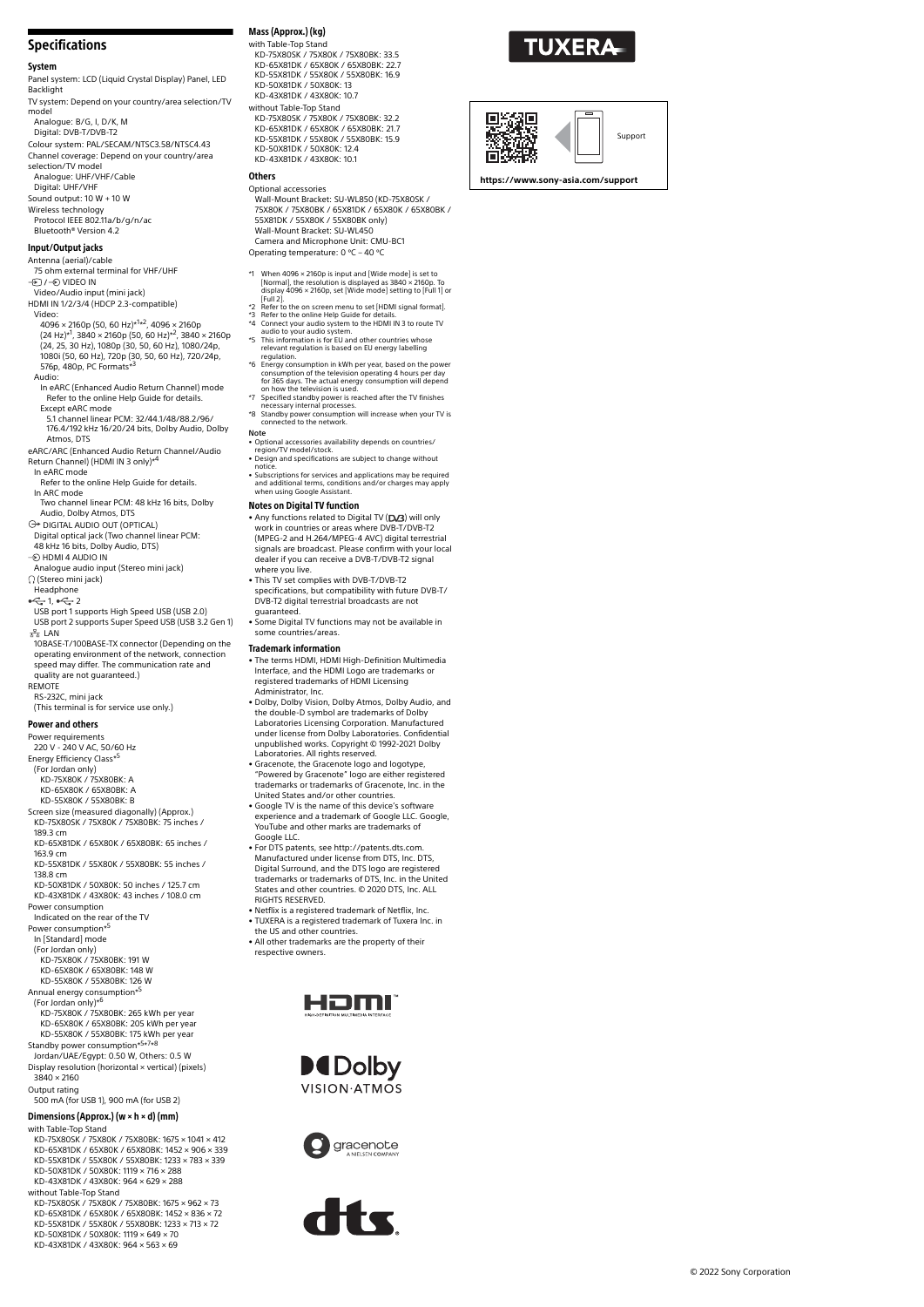## Specifications

### System

Panel system: LCD (Liquid Crystal Display) Panel, LED Backlight

TV system: Depend on your country/area selection/TV model

Analogue: B/G, I, D/K, M

Digital: DVB-T/DVB-T2

Colour system: PAL/SECAM/NTSC3.58/NTSC4.43

Channel coverage: Depend on your country/area selection/TV model

Analogue: UHF/VHF/Cable

Digital: UHF/VHF

Sound output: 10 W + 10 W

Wireless technology

Protocol IEEE 802.11a/b/g/n/ac

Bluetooth® Version 4.2

### Input/Output jacks

Antenna (aerial)/cable

75 ohm external terminal for VHF/UHF

/ VIDEO IN

Video/Audio input (mini jack)

HDMI IN 1/2/3/4 (HDCP 2.3-compatible)

Video:

4096 × 2160p (50, 60 Hz)*1*2, 4096 × 2160p (24 Hz)*1, 3840 × 2160p (50, 60 Hz)*2, 3840 × 2160p (24, 25, 30 Hz), 1080p (30, 50, 60 Hz), 1080/24p, 1080i (50, 60 Hz), 720p (30, 50, 60 Hz), 720/24p, 576p, 480p, PC Formats*3

Audio:

In eARC (Enhanced Audio Return Channel) mode

Refer to the online Help Guide for details.

Except eARC mode

5.1 channel linear PCM: 32/44.1/48/88.2/96/176.4/192 kHz 16/20/24 bits, Dolby Audio, Dolby Atmos, DTS

eARC/ARC (Enhanced Audio Return Channel/Audio Return Channel) (HDMI IN 3 only)*4

In eARC mode

Refer to the online Help Guide for details.

In ARC mode

Two channel linear PCM: 48 kHz 16 bits, Dolby Audio, Dolby Atmos, DTS

DIGITAL AUDIO OUT (OPTICAL)

Digital optical jack (Two channel linear PCM: 48 kHz 16 bits, Dolby Audio, DTS)

HDMI 4 AUDIO IN

Analogue audio input (Stereo mini jack)

(Stereo mini jack)

Headphone

1, 2

USB port 1 supports High Speed USB (USB 2.0)

USB port 2 supports Super Speed USB (USB 3.2 Gen 1)

LAN

10BASE-T/100BASE-TX connector (Depending on the operating environment of the network, connection speed may differ. The communication rate and quality are not guaranteed.)

REMOTE

RS-232C, mini jack

(This terminal is for service use only.)

### Power and others

Power requirements

220 V - 240 V AC, 50/60 Hz

Energy Efficiency Class*5

(For Jordan only)

KD-75X80K / 75X80BK: A

KD-65X80K / 65X80BK: A

KD-55X80K / 55X80BK: B

Screen size (measured diagonally) (Approx.)

KD-75X80SK / 75X80K / 75X80BK: 75 inches / 189.3 cm

KD-65X81DK / 65X80K / 65X80BK: 65 inches / 163.9 cm

KD-55X81DK / 55X80K / 55X80BK: 55 inches / 138.8 cm

KD-50X81DK / 50X80K: 50 inches / 125.7 cm

KD-43X81DK / 43X80K: 43 inches / 108.0 cm

Power consumption

Indicated on the rear of the TV

Power consumption*5

In [Standard] mode

(For Jordan only)

KD-75X80K / 75X80BK: 191 W

KD-65X80K / 65X80BK: 148 W

KD-55X80K / 55X80BK: 126 W

Annual energy consumption*5

(For Jordan only)*6

KD-75X80K / 75X80BK: 265 kWh per year

KD-65X80K / 65X80BK: 205 kWh per year

KD-55X80K / 55X80BK: 175 kWh per year

Standby power consumption*5*7*8

Jordan/UAE/Egypt: 0.50 W, Others: 0.5 W

Display resolution (horizontal × vertical) (pixels)

3840 × 2160

Output rating

500 mA (for USB 1), 900 mA (for USB 2)

### Dimensions (Approx.) (w × h × d) (mm)

with Table-Top Stand

KD-75X80SK / 75X80K / 75X80BK: 1675 × 1041 × 412

KD-65X81DK / 65X80K / 65X80BK: 1452 × 906 × 339

KD-55X81DK / 55X80K / 55X80BK: 1233 × 783 × 339

KD-50X81DK / 50X80K: 1119 × 716 × 288

KD-43X81DK / 43X80K: 964 × 629 × 288

without Table-Top Stand

KD-75X80SK / 75X80K / 75X80BK: 1675 × 962 × 73

KD-65X81DK / 65X80K / 65X80BK: 1452 × 836 × 72

KD-55X81DK / 55X80K / 55X80BK: 1233 × 713 × 72

KD-50X81DK / 50X80K: 1119 × 649 × 70

KD-43X81DK / 43X80K: 964 × 563 × 69

### Mass (Approx.) (kg)

with Table-Top Stand

KD-75X80SK / 75X80K / 75X80BK: 33.5

KD-65X81DK / 65X80K / 65X80BK: 22.7

KD-55X81DK / 55X80K / 55X80BK: 16.9

KD-50X81DK / 50X80K: 13

KD-43X81DK / 43X80K: 10.7

without Table-Top Stand

KD-75X80SK / 75X80K / 75X80BK: 32.2

KD-65X81DK / 65X80K / 65X80BK: 21.7

KD-55X81DK / 55X80K / 55X80BK: 15.9

KD-50X81DK / 50X80K: 12.4

KD-43X81DK / 43X80K: 10.1

### Others

Optional accessories

Wall-Mount Bracket: SU-WL850 (KD-75X80SK / 75X80K / 75X80BK / 65X81DK / 65X80K / 65X80BK / 55X81DK / 55X80K / 55X80BK only)

Wall-Mount Bracket: SU-WL450

Camera and Microphone Unit: CMU-BC1

Operating temperature: 0 °C – 40 °C

*1 When 4096 × 2160p is input and [Wide mode] is set to [Normal], the resolution is displayed as 3840 × 2160p. To display 4096 × 2160p, set [Wide mode] setting to [Full 1] or [Full 2].

*2 Refer to the on screen menu to set [HDMI signal format].

*3 Refer to the online Help Guide for details.

*4 Connect your audio system to the HDMI IN 3 to route TV audio to your audio system.

*5 This information is for EU and other countries whose relevant regulation is based on EU energy labelling regulation.

*6 Energy consumption in kWh per year, based on the power consumption of the television operating 4 hours per day for 365 days. The actual energy consumption will depend on how the television is used.

*7 Specified standby power is reached after the TV finishes necessary internal processes.

*8 Standby power consumption will increase when your TV is connected to the network.

**Note**

- Optional accessories availability depends on countries/region/TV model/stock.
- Design and specifications are subject to change without notice.
- Subscriptions for services and applications may be required and additional terms, conditions and/or charges may apply when using Google Assistant.

### Notes on Digital TV function

- Any functions related to Digital TV (DVB) will only work in countries or areas where DVB-T/DVB-T2 (MPEG-2 and H.264/MPEG-4 AVC) digital terrestrial signals are broadcast. Please confirm with your local dealer if you can receive a DVB-T/DVB-T2 signal where you live.
- This TV set complies with DVB-T/DVB-T2 specifications, but compatibility with future DVB-T/DVB-T2 digital terrestrial broadcasts are not guaranteed.
- Some Digital TV functions may not be available in some countries/areas.

### Trademark information

- The terms HDMI, HDMI High-Definition Multimedia Interface, and the HDMI Logo are trademarks or registered trademarks of HDMI Licensing Administrator, Inc.
- Dolby, Dolby Vision, Dolby Atmos, Dolby Audio, and the double-D symbol are trademarks of Dolby Laboratories Licensing Corporation. Manufactured under license from Dolby Laboratories. Confidential unpublished works. Copyright © 1992-2021 Dolby Laboratories. All rights reserved.
- Gracenote, the Gracenote logo and logotype, "Powered by Gracenote" logo are either registered trademarks or trademarks of Gracenote, Inc. in the United States and/or other countries.
- Google TV is the name of this device's software experience and a trademark of Google LLC. Google, YouTube and other marks are trademarks of Google LLC.
- For DTS patents, see http://patents.dts.com. Manufactured under license from DTS, Inc. DTS, Digital Surround, and the DTS logo are registered trademarks or trademarks of DTS, Inc. in the United States and other countries. © 2020 DTS, Inc. ALL RIGHTS RESERVED.
- Netflix is a registered trademark of Netflix, Inc.
- TUXERA is a registered trademark of Tuxera Inc. in the US and other countries.
- All other trademarks are the property of their respective owners.

TUXERA

Support

https://www.sony-asia.com/support

© 2022 Sony Corporation